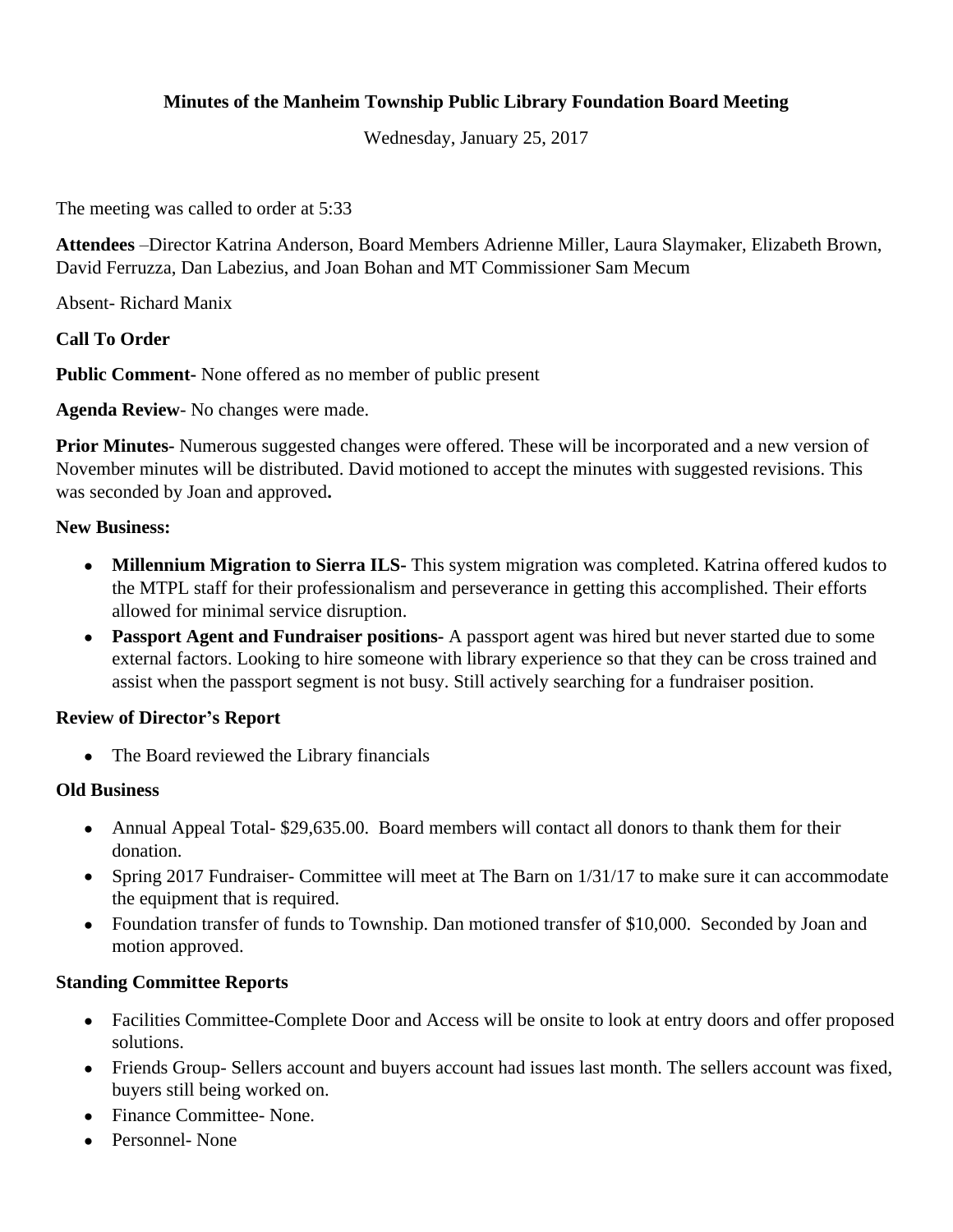**Minutes of the Manheim Township Public Library Foundation Board Meeting**

Wednesday, January 25, 2017

The meeting was called to order at 5:33

**Attendees** –Director Katrina Anderson, Board Members Adrienne Miller, Laura Slaymaker, Elizabeth Brown, David Ferruzza, Dan Labezius, and Joan Bohan and MT Commissioner Sam Mecum

Absent- Richard Manix

**Call To Order**

**Public Comment-** None offered as no member of public present

**Agenda Review**- No changes were made.

**Prior Minutes-** Numerous suggested changes were offered. These will be incorporated and a new version of November minutes will be distributed. David motioned to accept the minutes with suggested revisions. This was seconded by Joan and approved**.**

**New Business:**

- **Millennium Migration to Sierra ILS**- This system migration was completed. Katrina offered kudos to the MTPL staff for their professionalism and perseverance in getting this accomplished. Their efforts allowed for minimal service disruption.
- **Passport Agent and Fundraiser positions-** A passport agent was hired but never started due to some external factors. Looking to hire someone with library experience so that they can be cross trained and assist when the passport segment is not busy. Still actively searching for a fundraiser position.

**Review of Director's Report**

- The Board reviewed the Library financials

**Old Business**

- Annual Appeal Total- $29,635.00. Board members will contact all donors to thank them for their donation.
- Spring 2017 Fundraiser- Committee will meet at The Barn on 1/31/17 to make sure it can accommodate the equipment that is required.
- Foundation transfer of funds to Township. Dan motioned transfer of $10,000. Seconded by Joan and motion approved.

**Standing Committee Reports**

- Facilities Committee-Complete Door and Access will be onsite to look at entry doors and offer proposed solutions.
- Friends Group- Sellers account and buyers account had issues last month. The sellers account was fixed, buyers still being worked on.
- Finance Committee- None.
- Personnel- None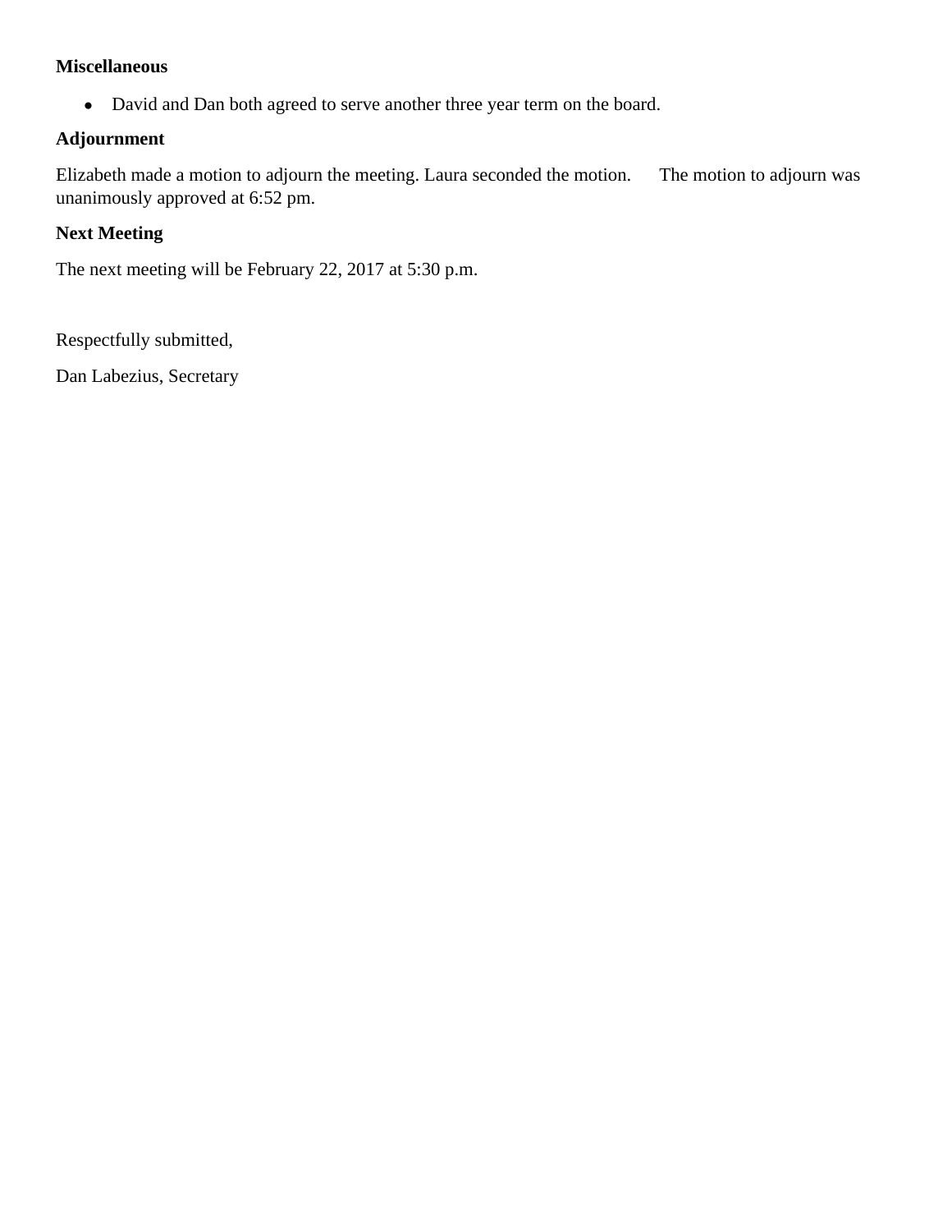**Miscellaneous**

- David and Dan both agreed to serve another three year term on the board.

**Adjournment**

Elizabeth made a motion to adjourn the meeting. Laura seconded the motion. The motion to adjourn was unanimously approved at 6:52 pm.

**Next Meeting**

The next meeting will be February 22, 2017 at 5:30 p.m.

Respectfully submitted,

Dan Labezius, Secretary